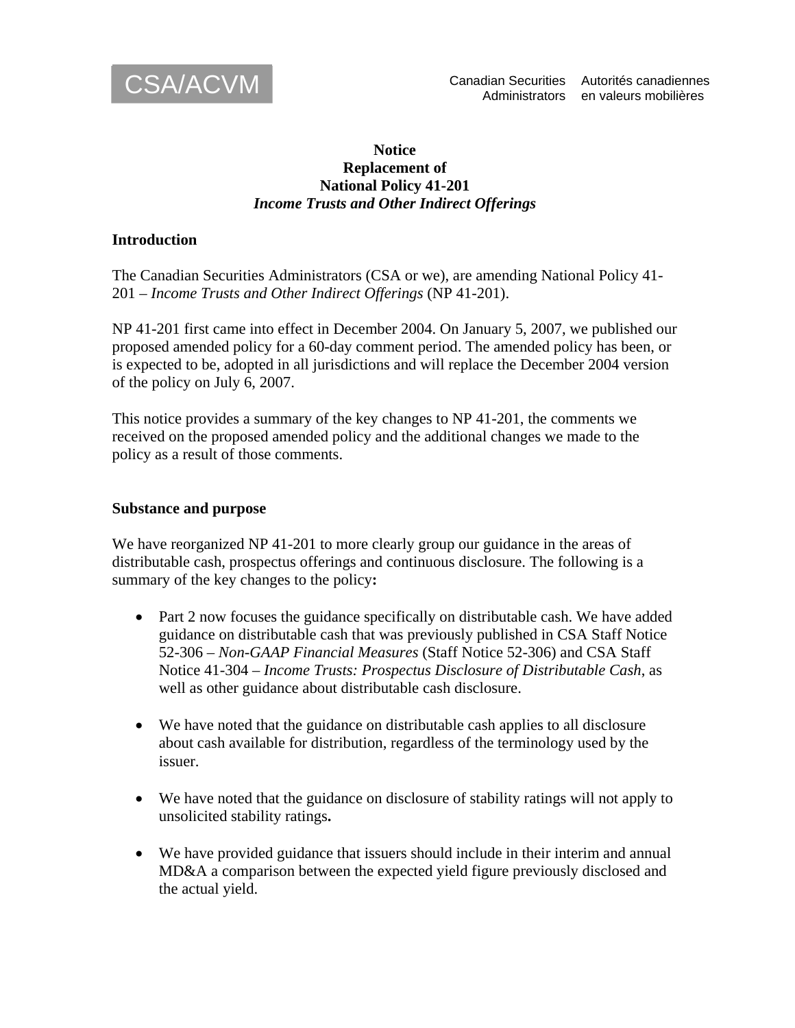CSA/ACVM

Canadian Securities Administrators — Autorités canadiennes en valeurs mobilières

**Notice**
**Replacement of**
**National Policy 41-201**
***Income Trusts and Other Indirect Offerings***

## Introduction

The Canadian Securities Administrators (CSA or we), are amending National Policy 41-201 – *Income Trusts and Other Indirect Offerings* (NP 41-201).

NP 41-201 first came into effect in December 2004. On January 5, 2007, we published our proposed amended policy for a 60-day comment period. The amended policy has been, or is expected to be, adopted in all jurisdictions and will replace the December 2004 version of the policy on July 6, 2007.

This notice provides a summary of the key changes to NP 41-201, the comments we received on the proposed amended policy and the additional changes we made to the policy as a result of those comments.

## Substance and purpose

We have reorganized NP 41-201 to more clearly group our guidance in the areas of distributable cash, prospectus offerings and continuous disclosure. The following is a summary of the key changes to the policy**:**

- Part 2 now focuses the guidance specifically on distributable cash. We have added guidance on distributable cash that was previously published in CSA Staff Notice 52-306 – *Non-GAAP Financial Measures* (Staff Notice 52-306) and CSA Staff Notice 41-304 – *Income Trusts: Prospectus Disclosure of Distributable Cash*, as well as other guidance about distributable cash disclosure.

- We have noted that the guidance on distributable cash applies to all disclosure about cash available for distribution, regardless of the terminology used by the issuer.

- We have noted that the guidance on disclosure of stability ratings will not apply to unsolicited stability ratings**.**

- We have provided guidance that issuers should include in their interim and annual MD&A a comparison between the expected yield figure previously disclosed and the actual yield.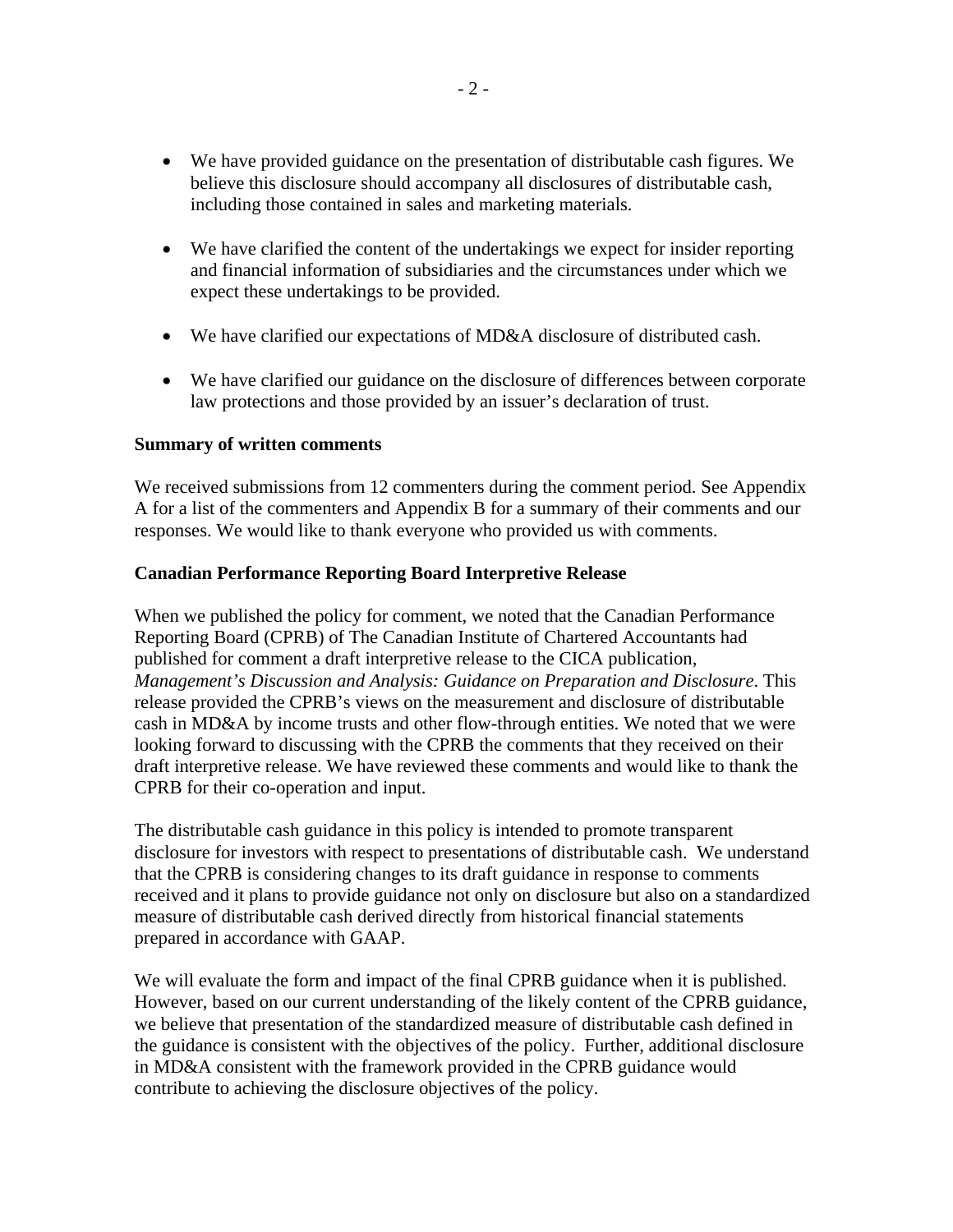- We have provided guidance on the presentation of distributable cash figures. We believe this disclosure should accompany all disclosures of distributable cash, including those contained in sales and marketing materials.

- We have clarified the content of the undertakings we expect for insider reporting and financial information of subsidiaries and the circumstances under which we expect these undertakings to be provided.

- We have clarified our expectations of MD&A disclosure of distributed cash.

- We have clarified our guidance on the disclosure of differences between corporate law protections and those provided by an issuer's declaration of trust.

**Summary of written comments**

We received submissions from 12 commenters during the comment period. See Appendix A for a list of the commenters and Appendix B for a summary of their comments and our responses. We would like to thank everyone who provided us with comments.

**Canadian Performance Reporting Board Interpretive Release**

When we published the policy for comment, we noted that the Canadian Performance Reporting Board (CPRB) of The Canadian Institute of Chartered Accountants had published for comment a draft interpretive release to the CICA publication, *Management's Discussion and Analysis: Guidance on Preparation and Disclosure*. This release provided the CPRB's views on the measurement and disclosure of distributable cash in MD&A by income trusts and other flow-through entities. We noted that we were looking forward to discussing with the CPRB the comments that they received on their draft interpretive release. We have reviewed these comments and would like to thank the CPRB for their co-operation and input.

The distributable cash guidance in this policy is intended to promote transparent disclosure for investors with respect to presentations of distributable cash. We understand that the CPRB is considering changes to its draft guidance in response to comments received and it plans to provide guidance not only on disclosure but also on a standardized measure of distributable cash derived directly from historical financial statements prepared in accordance with GAAP.

We will evaluate the form and impact of the final CPRB guidance when it is published. However, based on our current understanding of the likely content of the CPRB guidance, we believe that presentation of the standardized measure of distributable cash defined in the guidance is consistent with the objectives of the policy. Further, additional disclosure in MD&A consistent with the framework provided in the CPRB guidance would contribute to achieving the disclosure objectives of the policy.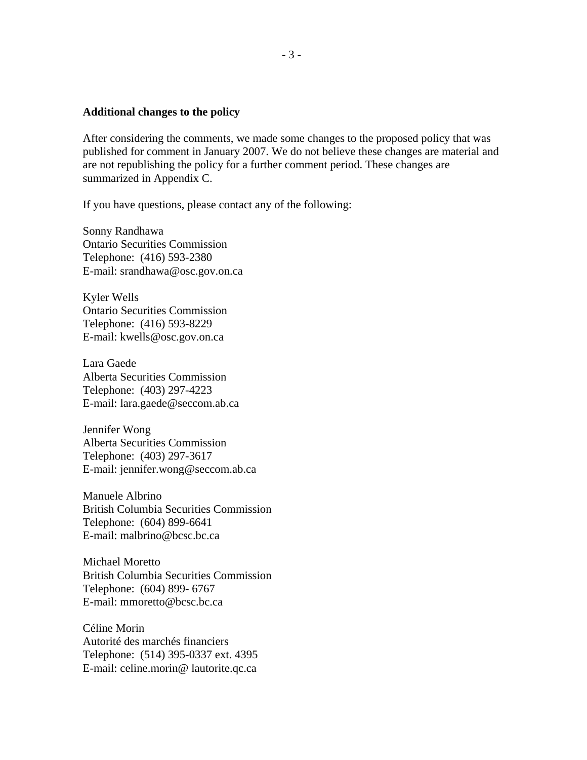**Additional changes to the policy**

After considering the comments, we made some changes to the proposed policy that was published for comment in January 2007. We do not believe these changes are material and are not republishing the policy for a further comment period. These changes are summarized in Appendix C.

If you have questions, please contact any of the following:

Sonny Randhawa
Ontario Securities Commission
Telephone: (416) 593-2380
E-mail: srandhawa@osc.gov.on.ca

Kyler Wells
Ontario Securities Commission
Telephone: (416) 593-8229
E-mail: kwells@osc.gov.on.ca

Lara Gaede
Alberta Securities Commission
Telephone: (403) 297-4223
E-mail: lara.gaede@seccom.ab.ca

Jennifer Wong
Alberta Securities Commission
Telephone: (403) 297-3617
E-mail: jennifer.wong@seccom.ab.ca

Manuele Albrino
British Columbia Securities Commission
Telephone: (604) 899-6641
E-mail: malbrino@bcsc.bc.ca

Michael Moretto
British Columbia Securities Commission
Telephone: (604) 899- 6767
E-mail: mmoretto@bcsc.bc.ca

Céline Morin
Autorité des marchés financiers
Telephone: (514) 395-0337 ext. 4395
E-mail: celine.morin@ lautorite.qc.ca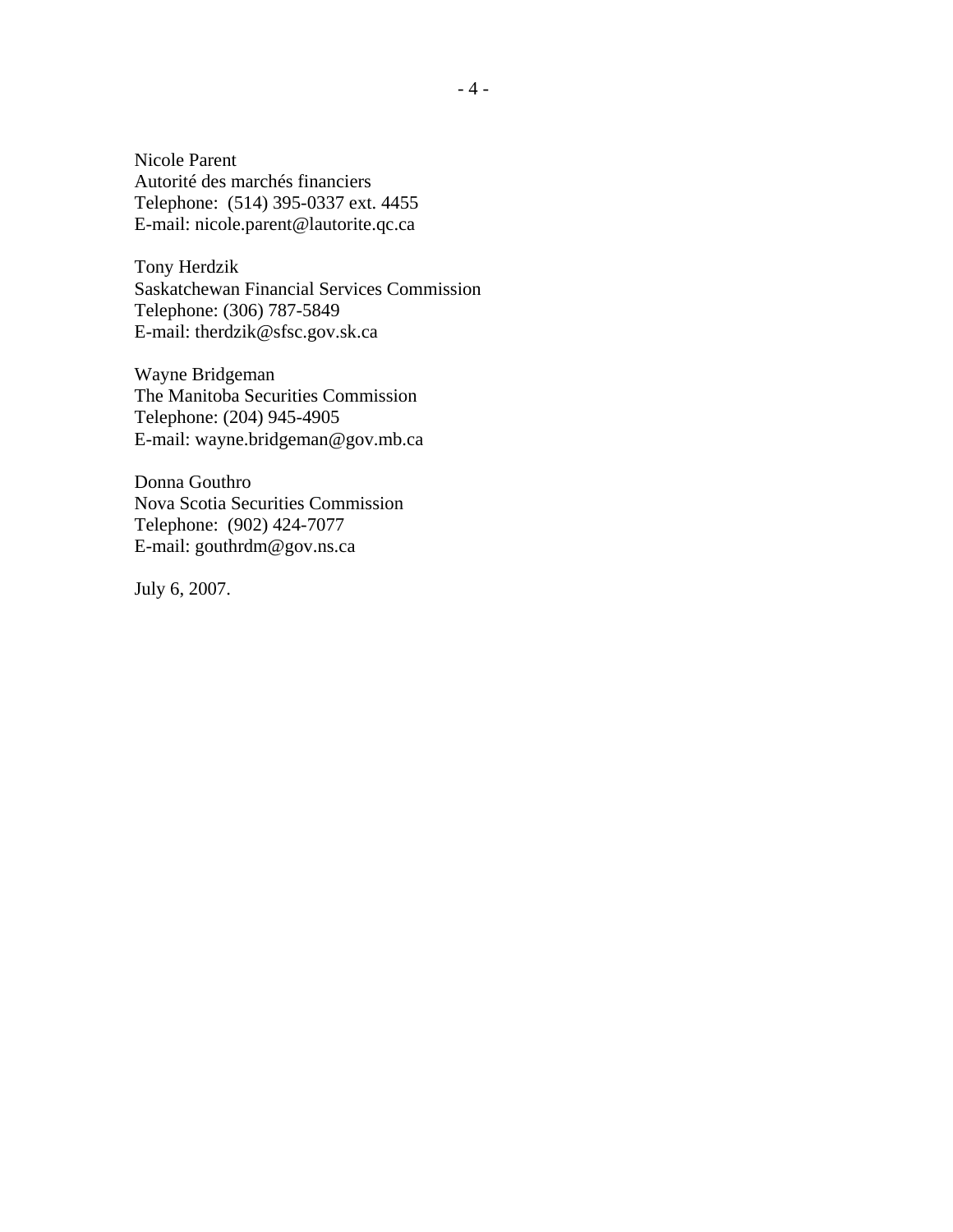Nicole Parent
Autorité des marchés financiers
Telephone: (514) 395-0337 ext. 4455
E-mail: nicole.parent@lautorite.qc.ca

Tony Herdzik
Saskatchewan Financial Services Commission
Telephone: (306) 787-5849
E-mail: therdzik@sfsc.gov.sk.ca

Wayne Bridgeman
The Manitoba Securities Commission
Telephone: (204) 945-4905
E-mail: wayne.bridgeman@gov.mb.ca

Donna Gouthro
Nova Scotia Securities Commission
Telephone: (902) 424-7077
E-mail: gouthrdm@gov.ns.ca

July 6, 2007.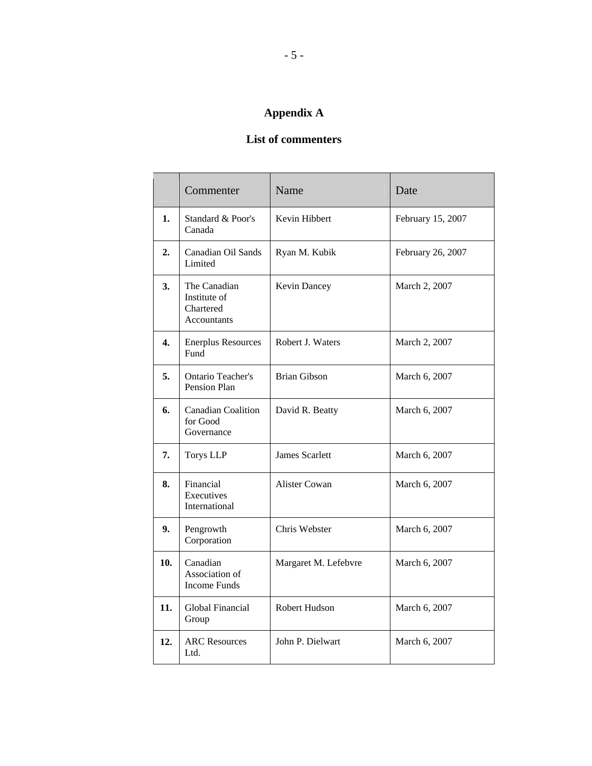# Appendix A

## List of commenters

| | Commenter | Name | Date |
|---|---|---|---|
| **1.** | Standard & Poor's Canada | Kevin Hibbert | February 15, 2007 |
| **2.** | Canadian Oil Sands Limited | Ryan M. Kubik | February 26, 2007 |
| **3.** | The Canadian Institute of Chartered Accountants | Kevin Dancey | March 2, 2007 |
| **4.** | Enerplus Resources Fund | Robert J. Waters | March 2, 2007 |
| **5.** | Ontario Teacher's Pension Plan | Brian Gibson | March 6, 2007 |
| **6.** | Canadian Coalition for Good Governance | David R. Beatty | March 6, 2007 |
| **7.** | Torys LLP | James Scarlett | March 6, 2007 |
| **8.** | Financial Executives International | Alister Cowan | March 6, 2007 |
| **9.** | Pengrowth Corporation | Chris Webster | March 6, 2007 |
| **10.** | Canadian Association of Income Funds | Margaret M. Lefebvre | March 6, 2007 |
| **11.** | Global Financial Group | Robert Hudson | March 6, 2007 |
| **12.** | ARC Resources Ltd. | John P. Dielwart | March 6, 2007 |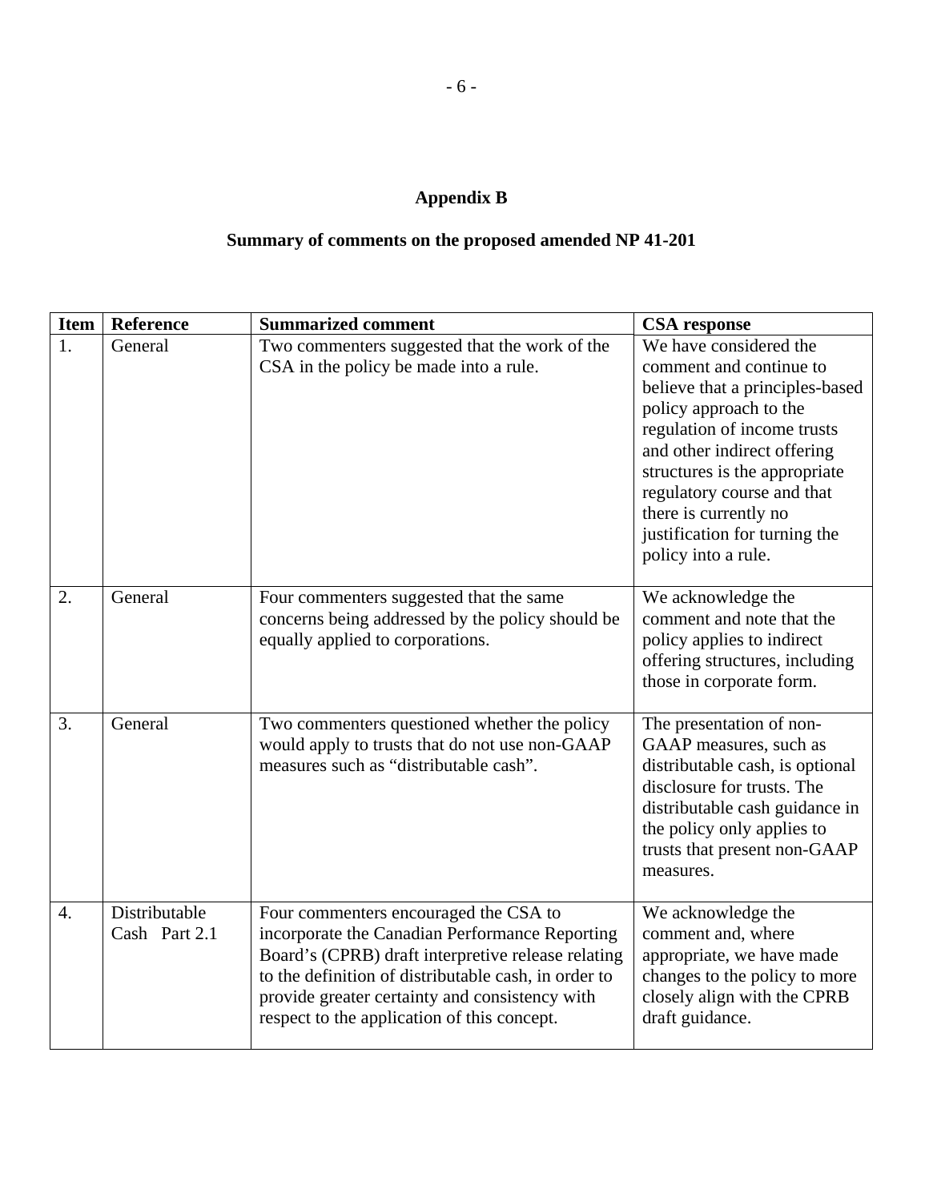# Appendix B

## Summary of comments on the proposed amended NP 41-201

| Item | Reference | Summarized comment | CSA response |
|---|---|---|---|
| 1. | General | Two commenters suggested that the work of the CSA in the policy be made into a rule. | We have considered the comment and continue to believe that a principles-based policy approach to the regulation of income trusts and other indirect offering structures is the appropriate regulatory course and that there is currently no justification for turning the policy into a rule. |
| 2. | General | Four commenters suggested that the same concerns being addressed by the policy should be equally applied to corporations. | We acknowledge the comment and note that the policy applies to indirect offering structures, including those in corporate form. |
| 3. | General | Two commenters questioned whether the policy would apply to trusts that do not use non-GAAP measures such as "distributable cash". | The presentation of non-GAAP measures, such as distributable cash, is optional disclosure for trusts. The distributable cash guidance in the policy only applies to trusts that present non-GAAP measures. |
| 4. | Distributable Cash Part 2.1 | Four commenters encouraged the CSA to incorporate the Canadian Performance Reporting Board's (CPRB) draft interpretive release relating to the definition of distributable cash, in order to provide greater certainty and consistency with respect to the application of this concept. | We acknowledge the comment and, where appropriate, we have made changes to the policy to more closely align with the CPRB draft guidance. |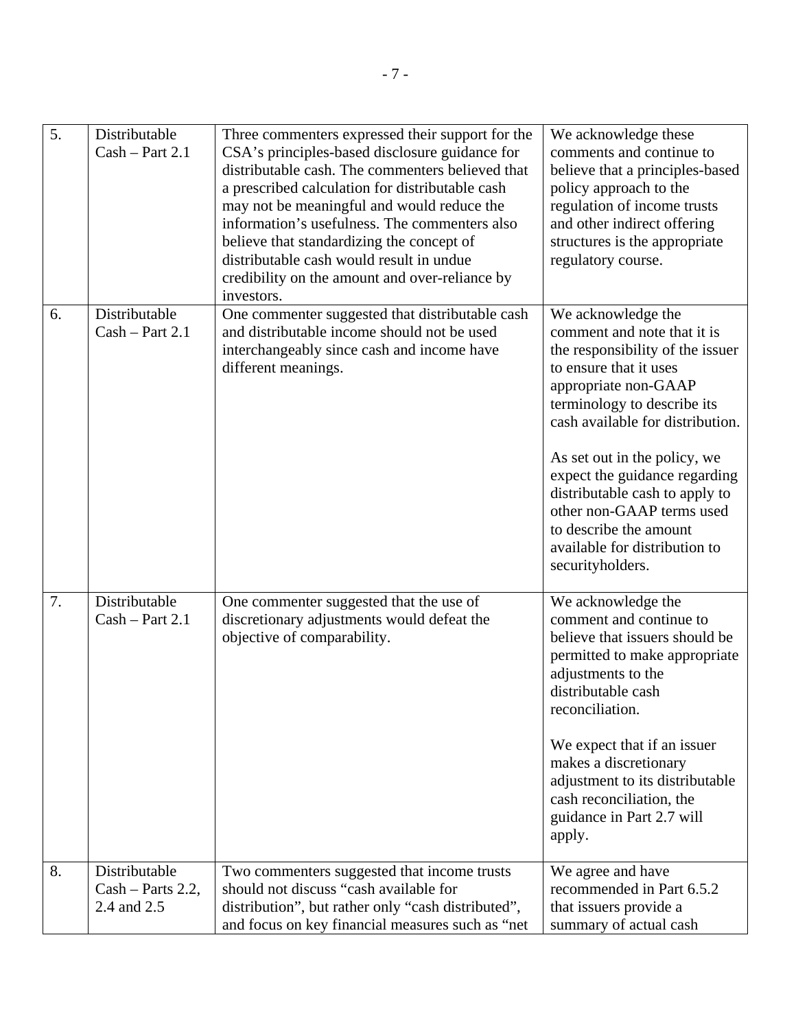| 5. | Distributable Cash – Part 2.1 | Three commenters expressed their support for the CSA's principles-based disclosure guidance for distributable cash. The commenters believed that a prescribed calculation for distributable cash may not be meaningful and would reduce the information's usefulness. The commenters also believe that standardizing the concept of distributable cash would result in undue credibility on the amount and over-reliance by investors. | We acknowledge these comments and continue to believe that a principles-based policy approach to the regulation of income trusts and other indirect offering structures is the appropriate regulatory course. |
|---|---|---|---|
| 6. | Distributable Cash – Part 2.1 | One commenter suggested that distributable cash and distributable income should not be used interchangeably since cash and income have different meanings. | We acknowledge the comment and note that it is the responsibility of the issuer to ensure that it uses appropriate non-GAAP terminology to describe its cash available for distribution.<br><br>As set out in the policy, we expect the guidance regarding distributable cash to apply to other non-GAAP terms used to describe the amount available for distribution to securityholders. |
| 7. | Distributable Cash – Part 2.1 | One commenter suggested that the use of discretionary adjustments would defeat the objective of comparability. | We acknowledge the comment and continue to believe that issuers should be permitted to make appropriate adjustments to the distributable cash reconciliation.<br><br>We expect that if an issuer makes a discretionary adjustment to its distributable cash reconciliation, the guidance in Part 2.7 will apply. |
| 8. | Distributable Cash – Parts 2.2, 2.4 and 2.5 | Two commenters suggested that income trusts should not discuss "cash available for distribution", but rather only "cash distributed", and focus on key financial measures such as "net | We agree and have recommended in Part 6.5.2 that issuers provide a summary of actual cash |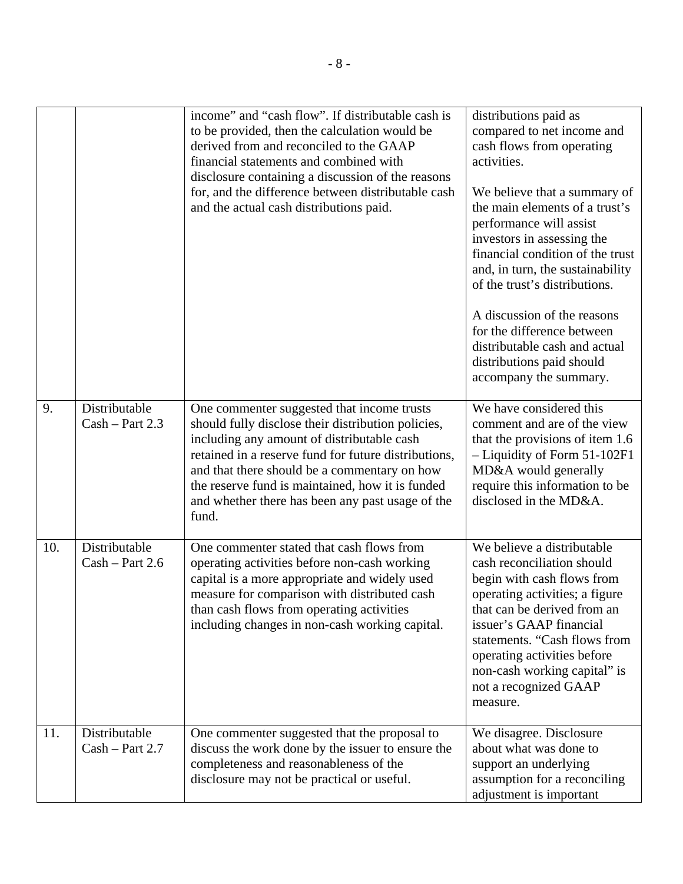| | | | |
|---|---|---|---|
| | | income" and "cash flow". If distributable cash is to be provided, then the calculation would be derived from and reconciled to the GAAP financial statements and combined with disclosure containing a discussion of the reasons for, and the difference between distributable cash and the actual cash distributions paid. | distributions paid as compared to net income and cash flows from operating activities.<br><br>We believe that a summary of the main elements of a trust's performance will assist investors in assessing the financial condition of the trust and, in turn, the sustainability of the trust's distributions.<br><br>A discussion of the reasons for the difference between distributable cash and actual distributions paid should accompany the summary. |
| 9. | Distributable Cash – Part 2.3 | One commenter suggested that income trusts should fully disclose their distribution policies, including any amount of distributable cash retained in a reserve fund for future distributions, and that there should be a commentary on how the reserve fund is maintained, how it is funded and whether there has been any past usage of the fund. | We have considered this comment and are of the view that the provisions of item 1.6 – Liquidity of Form 51-102F1 MD&A would generally require this information to be disclosed in the MD&A. |
| 10. | Distributable Cash – Part 2.6 | One commenter stated that cash flows from operating activities before non-cash working capital is a more appropriate and widely used measure for comparison with distributed cash than cash flows from operating activities including changes in non-cash working capital. | We believe a distributable cash reconciliation should begin with cash flows from operating activities; a figure that can be derived from an issuer's GAAP financial statements. "Cash flows from operating activities before non-cash working capital" is not a recognized GAAP measure. |
| 11. | Distributable Cash – Part 2.7 | One commenter suggested that the proposal to discuss the work done by the issuer to ensure the completeness and reasonableness of the disclosure may not be practical or useful. | We disagree. Disclosure about what was done to support an underlying assumption for a reconciling adjustment is important |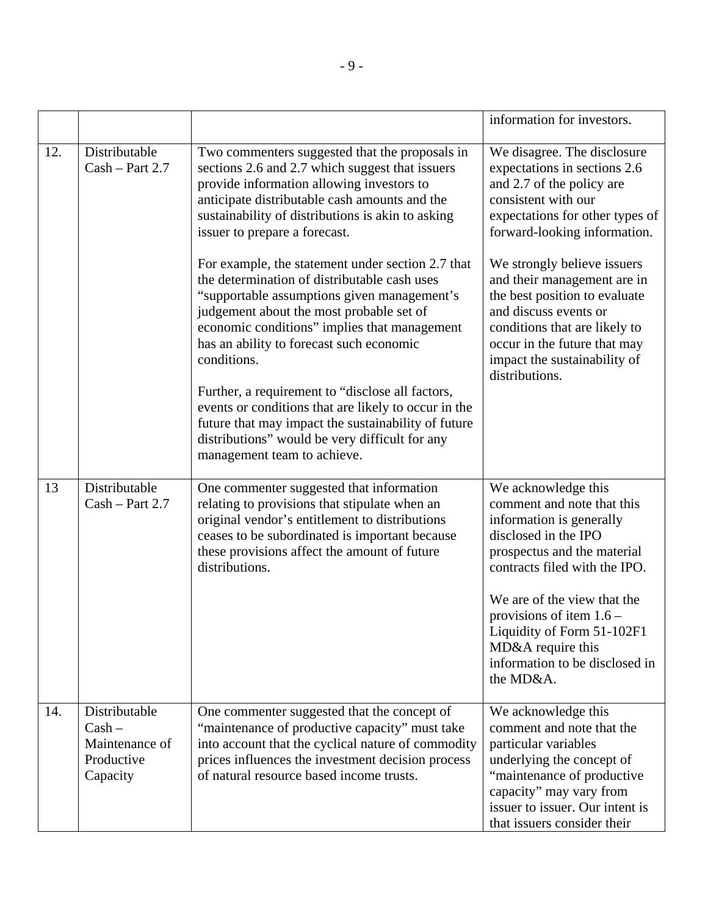| | | | |
|---|---|---|---|
| | | | information for investors. |
| 12. | Distributable Cash – Part 2.7 | Two commenters suggested that the proposals in sections 2.6 and 2.7 which suggest that issuers provide information allowing investors to anticipate distributable cash amounts and the sustainability of distributions is akin to asking issuer to prepare a forecast.<br><br>For example, the statement under section 2.7 that the determination of distributable cash uses "supportable assumptions given management's judgement about the most probable set of economic conditions" implies that management has an ability to forecast such economic conditions.<br><br>Further, a requirement to "disclose all factors, events or conditions that are likely to occur in the future that may impact the sustainability of future distributions" would be very difficult for any management team to achieve. | We disagree. The disclosure expectations in sections 2.6 and 2.7 of the policy are consistent with our expectations for other types of forward-looking information.<br><br>We strongly believe issuers and their management are in the best position to evaluate and discuss events or conditions that are likely to occur in the future that may impact the sustainability of distributions. |
| 13 | Distributable Cash – Part 2.7 | One commenter suggested that information relating to provisions that stipulate when an original vendor's entitlement to distributions ceases to be subordinated is important because these provisions affect the amount of future distributions. | We acknowledge this comment and note that this information is generally disclosed in the IPO prospectus and the material contracts filed with the IPO.<br><br>We are of the view that the provisions of item 1.6 – Liquidity of Form 51-102F1 MD&A require this information to be disclosed in the MD&A. |
| 14. | Distributable Cash – Maintenance of Productive Capacity | One commenter suggested that the concept of "maintenance of productive capacity" must take into account that the cyclical nature of commodity prices influences the investment decision process of natural resource based income trusts. | We acknowledge this comment and note that the particular variables underlying the concept of "maintenance of productive capacity" may vary from issuer to issuer. Our intent is that issuers consider their |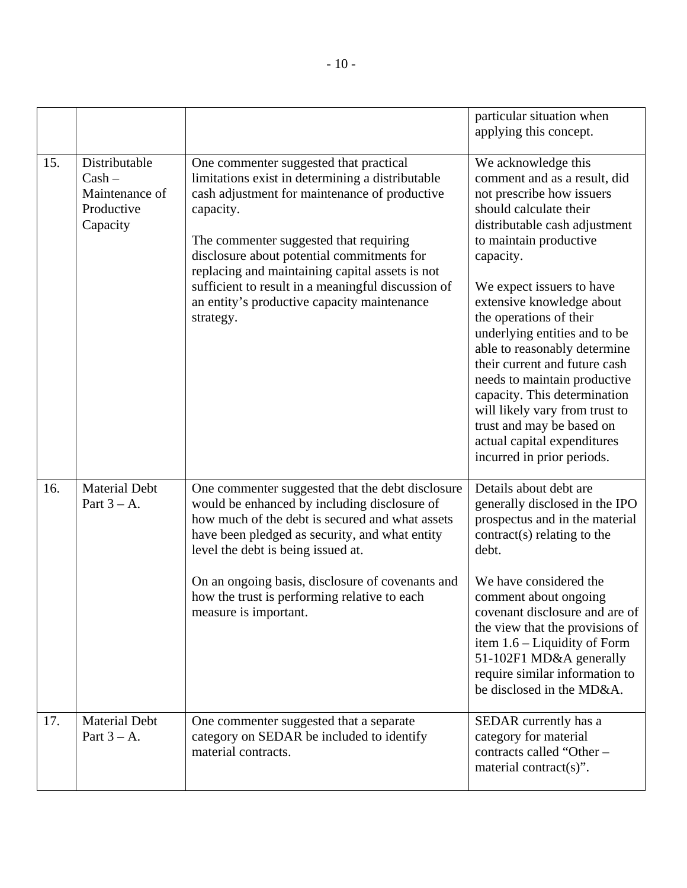| | | | |
|---|---|---|---|
| | | | particular situation when applying this concept. |
| 15. | Distributable Cash – Maintenance of Productive Capacity | One commenter suggested that practical limitations exist in determining a distributable cash adjustment for maintenance of productive capacity.<br><br>The commenter suggested that requiring disclosure about potential commitments for replacing and maintaining capital assets is not sufficient to result in a meaningful discussion of an entity's productive capacity maintenance strategy. | We acknowledge this comment and as a result, did not prescribe how issuers should calculate their distributable cash adjustment to maintain productive capacity.<br><br>We expect issuers to have extensive knowledge about the operations of their underlying entities and to be able to reasonably determine their current and future cash needs to maintain productive capacity. This determination will likely vary from trust to trust and may be based on actual capital expenditures incurred in prior periods. |
| 16. | Material Debt Part 3 – A. | One commenter suggested that the debt disclosure would be enhanced by including disclosure of how much of the debt is secured and what assets have been pledged as security, and what entity level the debt is being issued at.<br><br>On an ongoing basis, disclosure of covenants and how the trust is performing relative to each measure is important. | Details about debt are generally disclosed in the IPO prospectus and in the material contract(s) relating to the debt.<br><br>We have considered the comment about ongoing covenant disclosure and are of the view that the provisions of item 1.6 – Liquidity of Form 51-102F1 MD&A generally require similar information to be disclosed in the MD&A. |
| 17. | Material Debt Part 3 – A. | One commenter suggested that a separate category on SEDAR be included to identify material contracts. | SEDAR currently has a category for material contracts called "Other – material contract(s)". |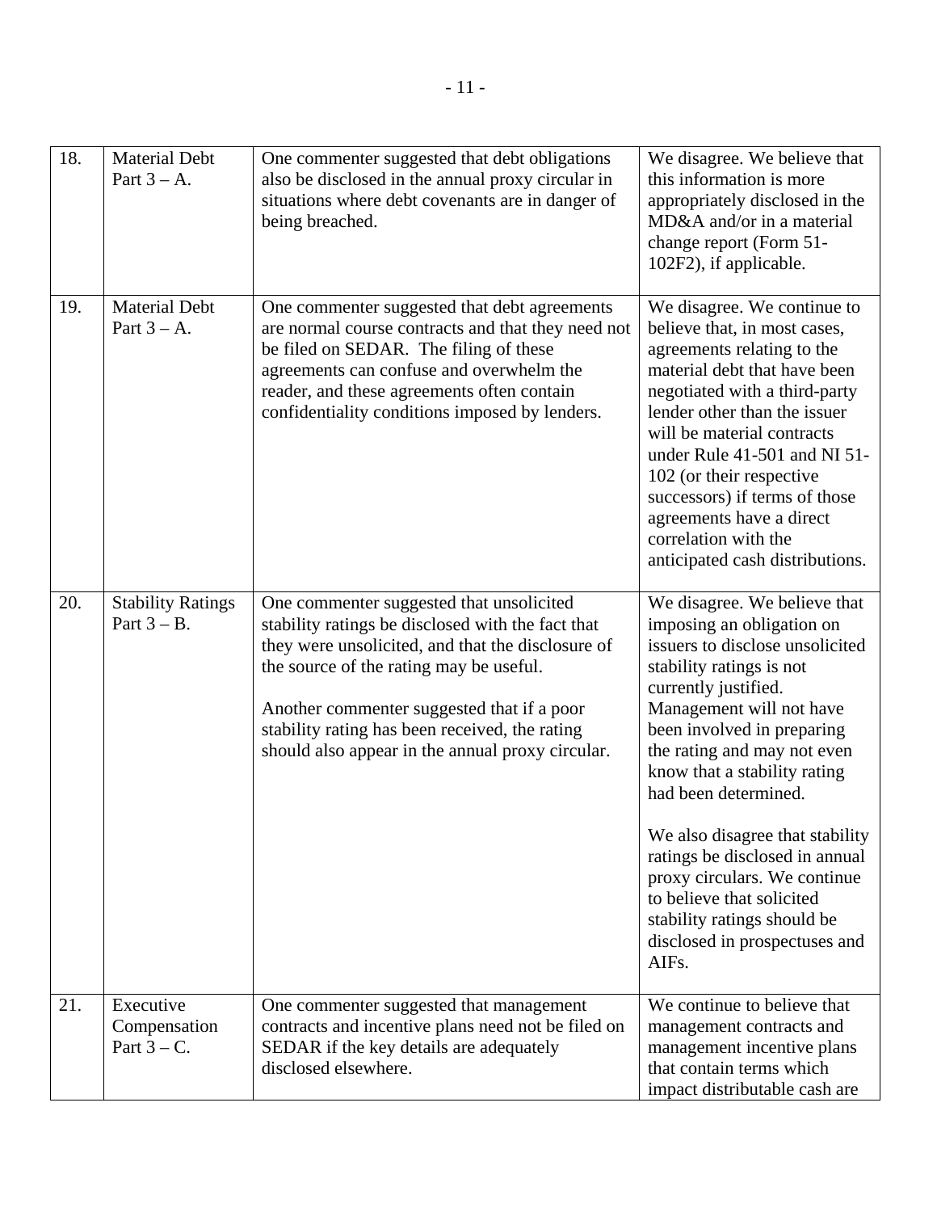| 18. | Material Debt Part 3 – A. | One commenter suggested that debt obligations also be disclosed in the annual proxy circular in situations where debt covenants are in danger of being breached. | We disagree. We believe that this information is more appropriately disclosed in the MD&A and/or in a material change report (Form 51-102F2), if applicable. |
|---|---|---|---|
| 19. | Material Debt Part 3 – A. | One commenter suggested that debt agreements are normal course contracts and that they need not be filed on SEDAR. The filing of these agreements can confuse and overwhelm the reader, and these agreements often contain confidentiality conditions imposed by lenders. | We disagree. We continue to believe that, in most cases, agreements relating to the material debt that have been negotiated with a third-party lender other than the issuer will be material contracts under Rule 41-501 and NI 51-102 (or their respective successors) if terms of those agreements have a direct correlation with the anticipated cash distributions. |
| 20. | Stability Ratings Part 3 – B. | One commenter suggested that unsolicited stability ratings be disclosed with the fact that they were unsolicited, and that the disclosure of the source of the rating may be useful.<br><br>Another commenter suggested that if a poor stability rating has been received, the rating should also appear in the annual proxy circular. | We disagree. We believe that imposing an obligation on issuers to disclose unsolicited stability ratings is not currently justified. Management will not have been involved in preparing the rating and may not even know that a stability rating had been determined.<br><br>We also disagree that stability ratings be disclosed in annual proxy circulars. We continue to believe that solicited stability ratings should be disclosed in prospectuses and AIFs. |
| 21. | Executive Compensation Part 3 – C. | One commenter suggested that management contracts and incentive plans need not be filed on SEDAR if the key details are adequately disclosed elsewhere. | We continue to believe that management contracts and management incentive plans that contain terms which impact distributable cash are |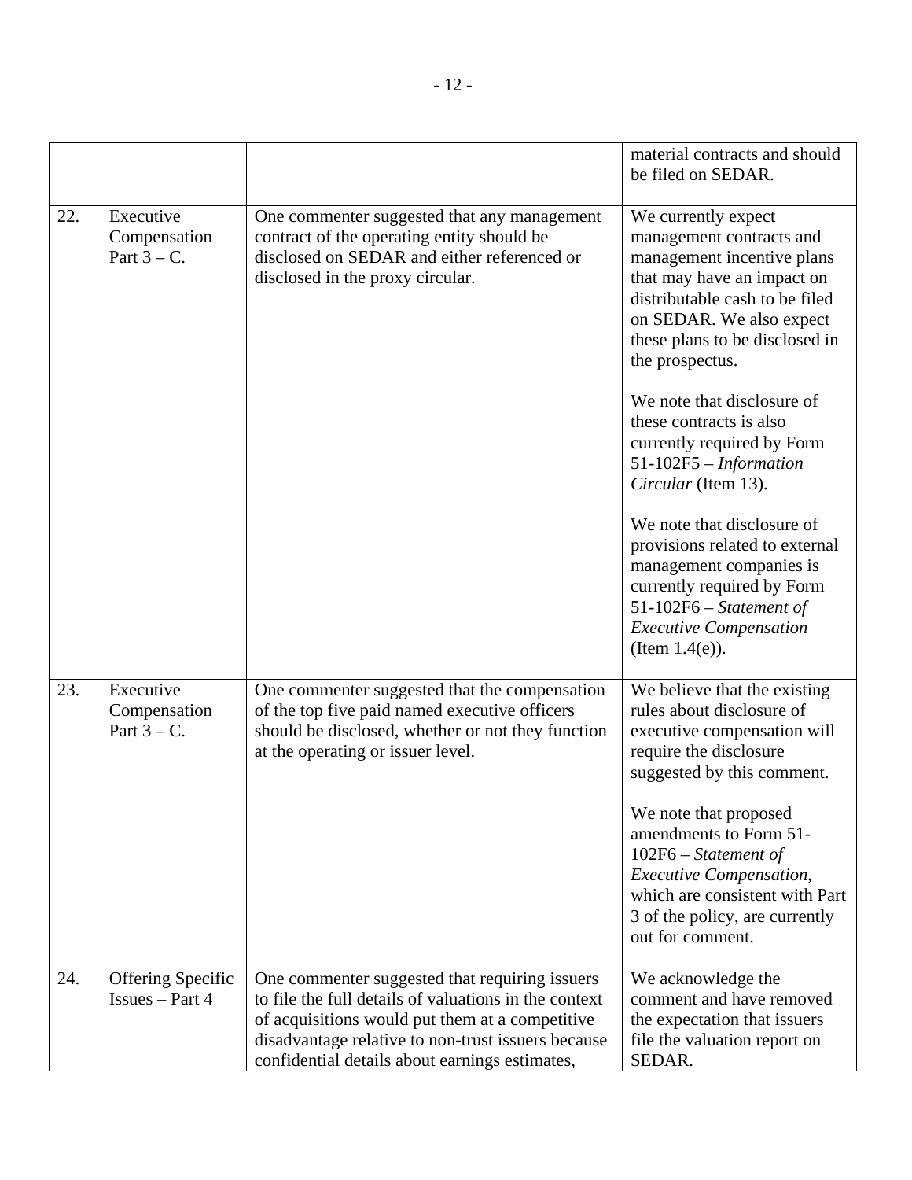| | | | |
|---|---|---|---|
| | | | material contracts and should be filed on SEDAR. |
| 22. | Executive Compensation Part 3 – C. | One commenter suggested that any management contract of the operating entity should be disclosed on SEDAR and either referenced or disclosed in the proxy circular. | We currently expect management contracts and management incentive plans that may have an impact on distributable cash to be filed on SEDAR. We also expect these plans to be disclosed in the prospectus.<br><br>We note that disclosure of these contracts is also currently required by Form 51-102F5 – *Information Circular* (Item 13).<br><br>We note that disclosure of provisions related to external management companies is currently required by Form 51-102F6 – *Statement of Executive Compensation* (Item 1.4(e)). |
| 23. | Executive Compensation Part 3 – C. | One commenter suggested that the compensation of the top five paid named executive officers should be disclosed, whether or not they function at the operating or issuer level. | We believe that the existing rules about disclosure of executive compensation will require the disclosure suggested by this comment.<br><br>We note that proposed amendments to Form 51-102F6 – *Statement of Executive Compensation*, which are consistent with Part 3 of the policy, are currently out for comment. |
| 24. | Offering Specific Issues – Part 4 | One commenter suggested that requiring issuers to file the full details of valuations in the context of acquisitions would put them at a competitive disadvantage relative to non-trust issuers because confidential details about earnings estimates, | We acknowledge the comment and have removed the expectation that issuers file the valuation report on SEDAR. |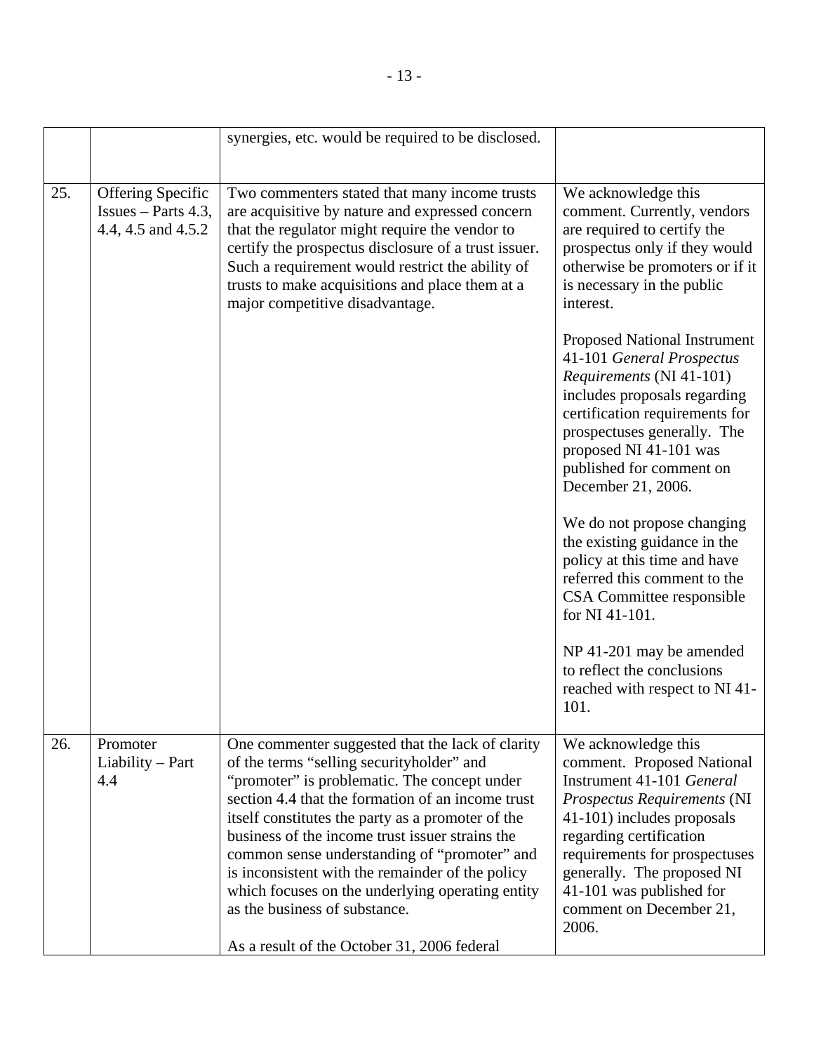| | | | |
|---|---|---|---|
| | | synergies, etc. would be required to be disclosed. | |
| 25. | Offering Specific Issues – Parts 4.3, 4.4, 4.5 and 4.5.2 | Two commenters stated that many income trusts are acquisitive by nature and expressed concern that the regulator might require the vendor to certify the prospectus disclosure of a trust issuer. Such a requirement would restrict the ability of trusts to make acquisitions and place them at a major competitive disadvantage. | We acknowledge this comment. Currently, vendors are required to certify the prospectus only if they would otherwise be promoters or if it is necessary in the public interest.<br><br>Proposed National Instrument 41-101 *General Prospectus Requirements* (NI 41-101) includes proposals regarding certification requirements for prospectuses generally. The proposed NI 41-101 was published for comment on December 21, 2006.<br><br>We do not propose changing the existing guidance in the policy at this time and have referred this comment to the CSA Committee responsible for NI 41-101.<br><br>NP 41-201 may be amended to reflect the conclusions reached with respect to NI 41-101. |
| 26. | Promoter Liability – Part 4.4 | One commenter suggested that the lack of clarity of the terms "selling securityholder" and "promoter" is problematic. The concept under section 4.4 that the formation of an income trust itself constitutes the party as a promoter of the business of the income trust issuer strains the common sense understanding of "promoter" and is inconsistent with the remainder of the policy which focuses on the underlying operating entity as the business of substance.<br><br>As a result of the October 31, 2006 federal | We acknowledge this comment. Proposed National Instrument 41-101 *General Prospectus Requirements* (NI 41-101) includes proposals regarding certification requirements for prospectuses generally. The proposed NI 41-101 was published for comment on December 21, 2006. |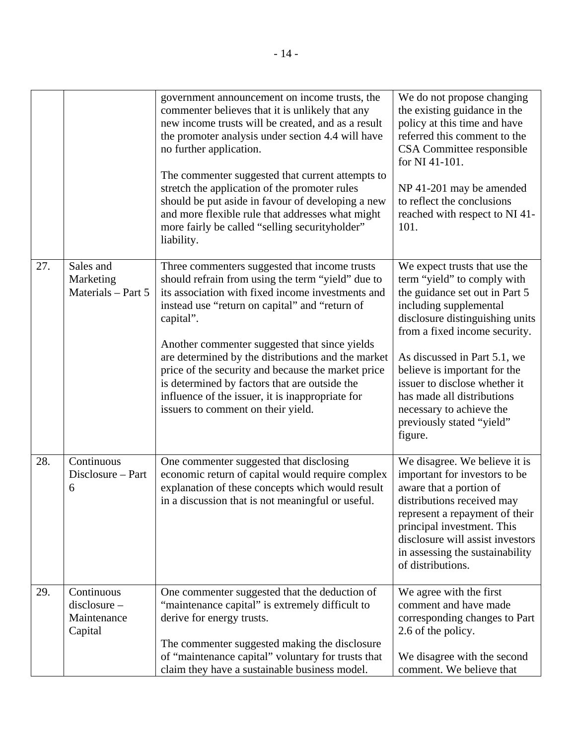| | | | |
|---|---|---|---|
| | | government announcement on income trusts, the commenter believes that it is unlikely that any new income trusts will be created, and as a result the promoter analysis under section 4.4 will have no further application.<br><br>The commenter suggested that current attempts to stretch the application of the promoter rules should be put aside in favour of developing a new and more flexible rule that addresses what might more fairly be called "selling securityholder" liability. | We do not propose changing the existing guidance in the policy at this time and have referred this comment to the CSA Committee responsible for NI 41-101.<br><br>NP 41-201 may be amended to reflect the conclusions reached with respect to NI 41-101. |
| 27. | Sales and Marketing Materials – Part 5 | Three commenters suggested that income trusts should refrain from using the term "yield" due to its association with fixed income investments and instead use "return on capital" and "return of capital".<br><br>Another commenter suggested that since yields are determined by the distributions and the market price of the security and because the market price is determined by factors that are outside the influence of the issuer, it is inappropriate for issuers to comment on their yield. | We expect trusts that use the term "yield" to comply with the guidance set out in Part 5 including supplemental disclosure distinguishing units from a fixed income security.<br><br>As discussed in Part 5.1, we believe is important for the issuer to disclose whether it has made all distributions necessary to achieve the previously stated "yield" figure. |
| 28. | Continuous Disclosure – Part 6 | One commenter suggested that disclosing economic return of capital would require complex explanation of these concepts which would result in a discussion that is not meaningful or useful. | We disagree. We believe it is important for investors to be aware that a portion of distributions received may represent a repayment of their principal investment. This disclosure will assist investors in assessing the sustainability of distributions. |
| 29. | Continuous disclosure – Maintenance Capital | One commenter suggested that the deduction of "maintenance capital" is extremely difficult to derive for energy trusts.<br><br>The commenter suggested making the disclosure of "maintenance capital" voluntary for trusts that claim they have a sustainable business model. | We agree with the first comment and have made corresponding changes to Part 2.6 of the policy.<br><br>We disagree with the second comment. We believe that |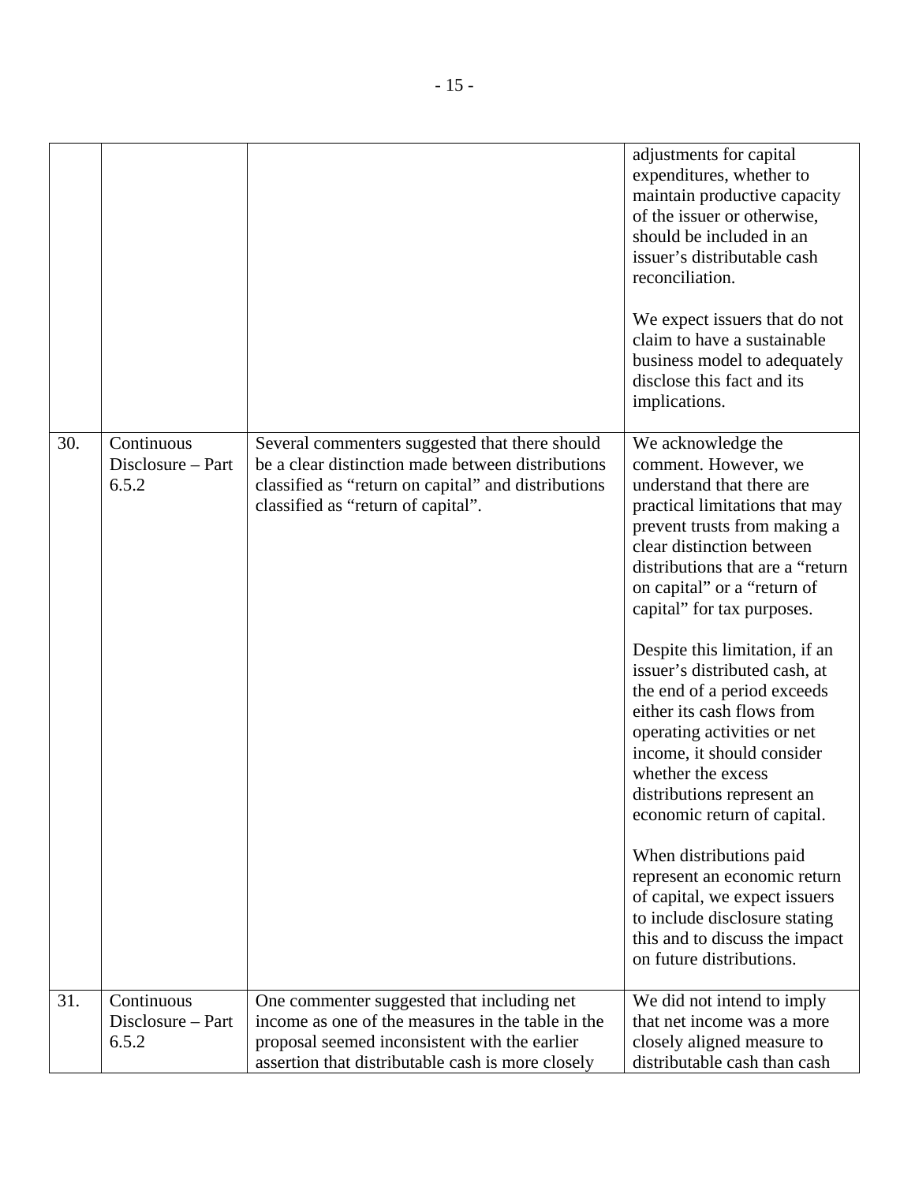| | | | |
|---|---|---|---|
| | | | adjustments for capital expenditures, whether to maintain productive capacity of the issuer or otherwise, should be included in an issuer's distributable cash reconciliation.<br><br>We expect issuers that do not claim to have a sustainable business model to adequately disclose this fact and its implications. |
| 30. | Continuous Disclosure – Part 6.5.2 | Several commenters suggested that there should be a clear distinction made between distributions classified as "return on capital" and distributions classified as "return of capital". | We acknowledge the comment. However, we understand that there are practical limitations that may prevent trusts from making a clear distinction between distributions that are a "return on capital" or a "return of capital" for tax purposes.<br><br>Despite this limitation, if an issuer's distributed cash, at the end of a period exceeds either its cash flows from operating activities or net income, it should consider whether the excess distributions represent an economic return of capital.<br><br>When distributions paid represent an economic return of capital, we expect issuers to include disclosure stating this and to discuss the impact on future distributions. |
| 31. | Continuous Disclosure – Part 6.5.2 | One commenter suggested that including net income as one of the measures in the table in the proposal seemed inconsistent with the earlier assertion that distributable cash is more closely | We did not intend to imply that net income was a more closely aligned measure to distributable cash than cash |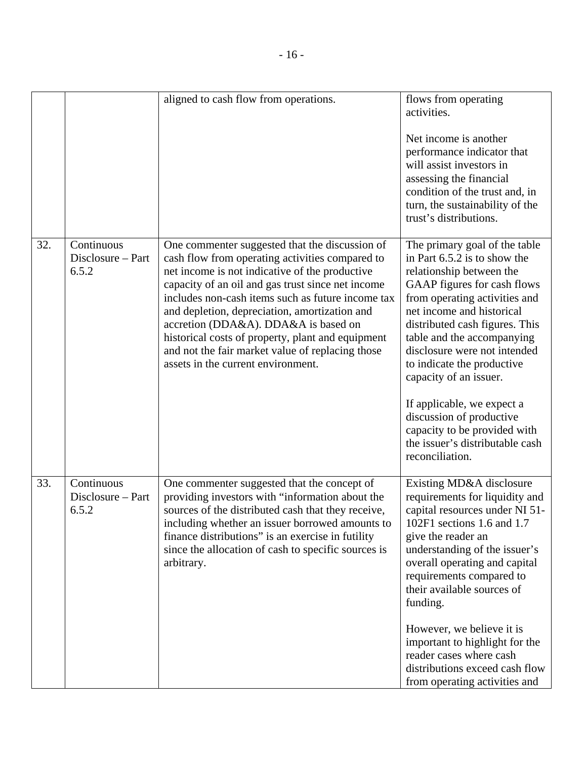| | | | |
|---|---|---|---|
| | | aligned to cash flow from operations. | flows from operating activities.<br><br>Net income is another performance indicator that will assist investors in assessing the financial condition of the trust and, in turn, the sustainability of the trust's distributions. |
| 32. | Continuous Disclosure – Part 6.5.2 | One commenter suggested that the discussion of cash flow from operating activities compared to net income is not indicative of the productive capacity of an oil and gas trust since net income includes non-cash items such as future income tax and depletion, depreciation, amortization and accretion (DDA&A). DDA&A is based on historical costs of property, plant and equipment and not the fair market value of replacing those assets in the current environment. | The primary goal of the table in Part 6.5.2 is to show the relationship between the GAAP figures for cash flows from operating activities and net income and historical distributed cash figures. This table and the accompanying disclosure were not intended to indicate the productive capacity of an issuer.<br><br>If applicable, we expect a discussion of productive capacity to be provided with the issuer's distributable cash reconciliation. |
| 33. | Continuous Disclosure – Part 6.5.2 | One commenter suggested that the concept of providing investors with "information about the sources of the distributed cash that they receive, including whether an issuer borrowed amounts to finance distributions" is an exercise in futility since the allocation of cash to specific sources is arbitrary. | Existing MD&A disclosure requirements for liquidity and capital resources under NI 51-102F1 sections 1.6 and 1.7 give the reader an understanding of the issuer's overall operating and capital requirements compared to their available sources of funding.<br><br>However, we believe it is important to highlight for the reader cases where cash distributions exceed cash flow from operating activities and |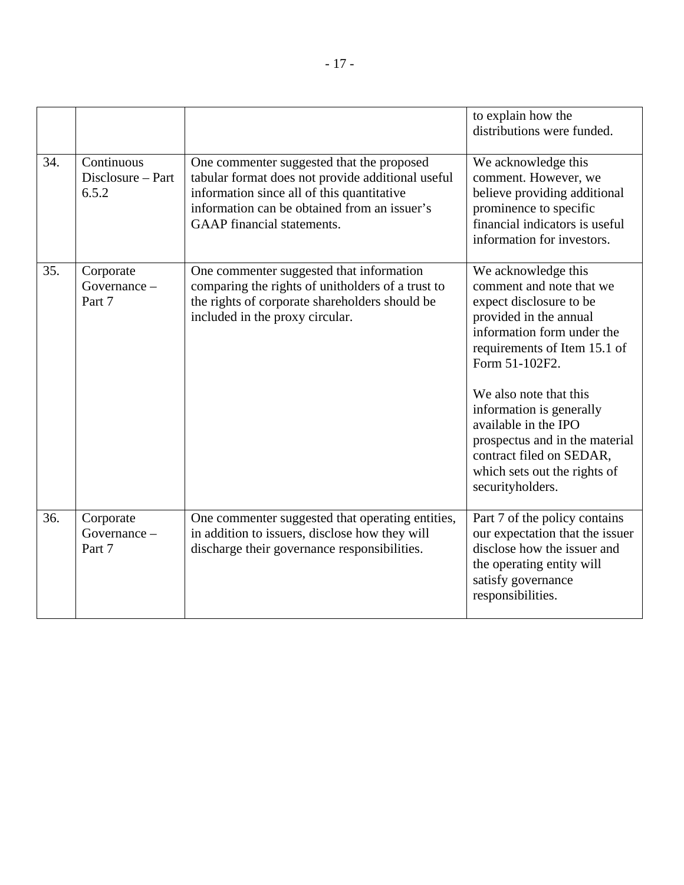| | | | |
|---|---|---|---|
| | | | to explain how the distributions were funded. |
| 34. | Continuous Disclosure – Part 6.5.2 | One commenter suggested that the proposed tabular format does not provide additional useful information since all of this quantitative information can be obtained from an issuer's GAAP financial statements. | We acknowledge this comment. However, we believe providing additional prominence to specific financial indicators is useful information for investors. |
| 35. | Corporate Governance – Part 7 | One commenter suggested that information comparing the rights of unitholders of a trust to the rights of corporate shareholders should be included in the proxy circular. | We acknowledge this comment and note that we expect disclosure to be provided in the annual information form under the requirements of Item 15.1 of Form 51-102F2.<br><br>We also note that this information is generally available in the IPO prospectus and in the material contract filed on SEDAR, which sets out the rights of securityholders. |
| 36. | Corporate Governance – Part 7 | One commenter suggested that operating entities, in addition to issuers, disclose how they will discharge their governance responsibilities. | Part 7 of the policy contains our expectation that the issuer disclose how the issuer and the operating entity will satisfy governance responsibilities. |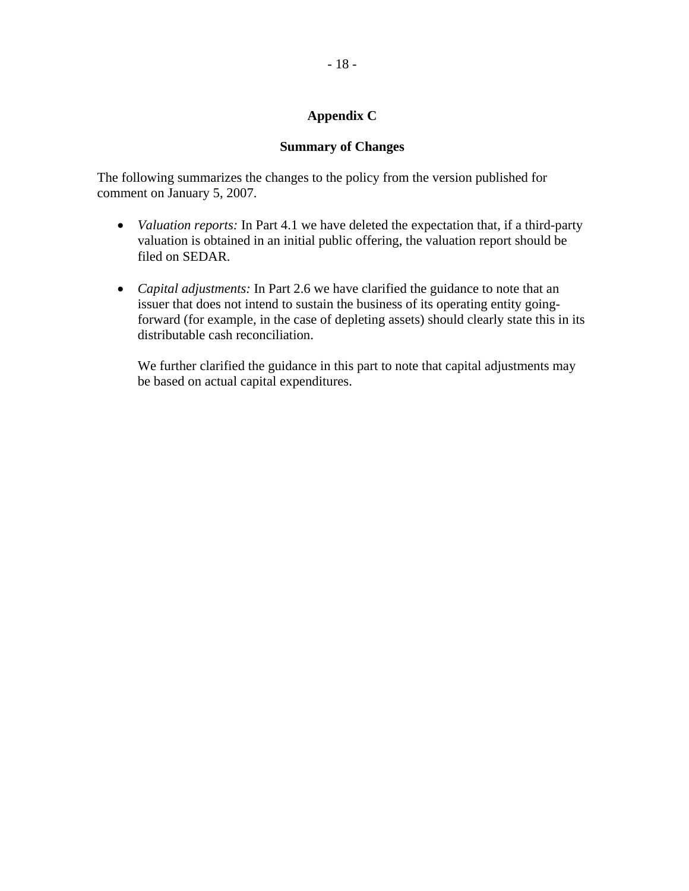## Appendix C

### Summary of Changes

The following summarizes the changes to the policy from the version published for comment on January 5, 2007.

- *Valuation reports:* In Part 4.1 we have deleted the expectation that, if a third-party valuation is obtained in an initial public offering, the valuation report should be filed on SEDAR.

- *Capital adjustments:* In Part 2.6 we have clarified the guidance to note that an issuer that does not intend to sustain the business of its operating entity going-forward (for example, in the case of depleting assets) should clearly state this in its distributable cash reconciliation.

  We further clarified the guidance in this part to note that capital adjustments may be based on actual capital expenditures.